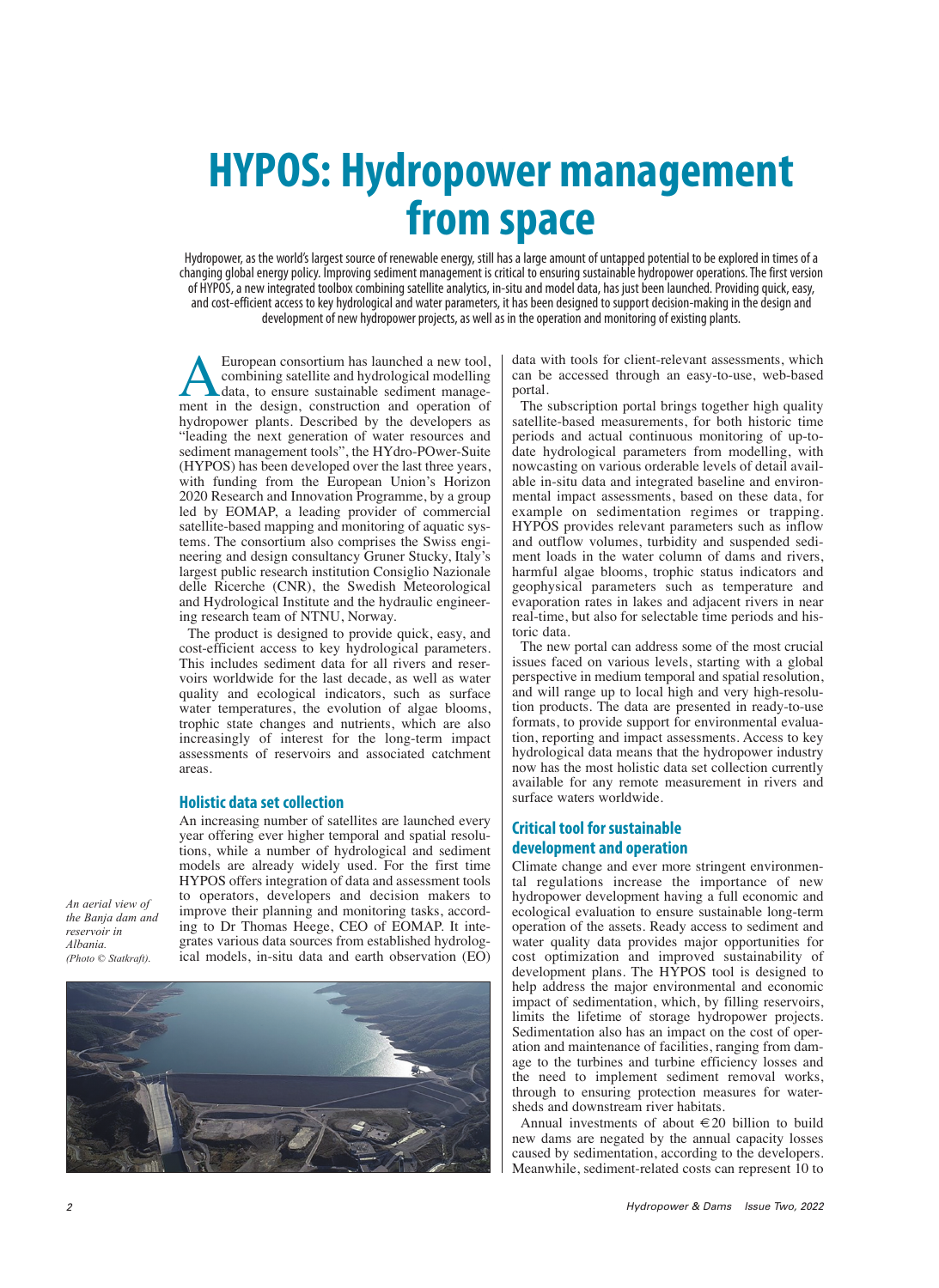# HYPOS: Hydropower management from space

Hydropower, as the world's largest source of renewable energy, still has a large amount of untapped potential to be explored in times of a changing global energy policy. Improving sediment management is critical to ensuring sustainable hydropower operations. The first version of HYPOS, a new integrated toolbox combining satellite analytics, in-situ and model data, has just been launched. Providing quick, easy, and cost-efficient access to key hydrological and water parameters, it has been designed to support decision-making in the design and development of new hydropower projects, as well as in the operation and monitoring of existing plants.

A European consortium has launched a new tool, combining satellite and hydrological modelling data, to ensure sustainable sediment management in the design, construction and operation of hydropower plants. Described by the developers as "leading the next generation of water resources and sediment management tools", the HYdro-POwer-Suite (HYPOS) has been developed over the last three years, with funding from the European Union's Horizon 2020 Research and Innovation Programme, by a group led by EOMAP, a leading provider of commercial satellite-based mapping and monitoring of aquatic systems. The consortium also comprises the Swiss engineering and design consultancy Gruner Stucky, Italy's largest public research institution Consiglio Nazionale delle Ricerche (CNR), the Swedish Meteorological and Hydrological Institute and the hydraulic engineering research team of NTNU, Norway.

The product is designed to provide quick, easy, and cost-efficient access to key hydrological parameters. This includes sediment data for all rivers and reservoirs worldwide for the last decade, as well as water quality and ecological indicators, such as surface water temperatures, the evolution of algae blooms, trophic state changes and nutrients, which are also increasingly of interest for the long-term impact assessments of reservoirs and associated catchment areas.

## Holistic data set collection

An increasing number of satellites are launched every year offering ever higher temporal and spatial resolutions, while a number of hydrological and sediment models are already widely used. For the first time HYPOS offers integration of data and assessment tools to operators, developers and decision makers to improve their planning and monitoring tasks, according to Dr Thomas Heege, CEO of EOMAP. It integrates various data sources from established hydrological models, in-situ data and earth observation (EO) data with tools for client-relevant assessments, which can be accessed through an easy-to-use, web-based portal.

*An aerial view of the Banja dam and reservoir in Albania. (Photo © Statkraft).*

The subscription portal brings together high quality satellite-based measurements, for both historic time periods and actual continuous monitoring of up-to-date hydrological parameters from modelling, with nowcasting on various orderable levels of detail available in-situ data and integrated baseline and environmental impact assessments, based on these data, for example on sedimentation regimes or trapping. HYPOS provides relevant parameters such as inflow and outflow volumes, turbidity and suspended sediment loads in the water column of dams and rivers, harmful algae blooms, trophic status indicators and geophysical parameters such as temperature and evaporation rates in lakes and adjacent rivers in near real-time, but also for selectable time periods and historic data.

The new portal can address some of the most crucial issues faced on various levels, starting with a global perspective in medium temporal and spatial resolution, and will range up to local high and very high-resolution products. The data are presented in ready-to-use formats, to provide support for environmental evaluation, reporting and impact assessments. Access to key hydrological data means that the hydropower industry now has the most holistic data set collection currently available for any remote measurement in rivers and surface waters worldwide.

## Critical tool for sustainable development and operation

Climate change and ever more stringent environmental regulations increase the importance of new hydropower development having a full economic and ecological evaluation to ensure sustainable long-term operation of the assets. Ready access to sediment and water quality data provides major opportunities for cost optimization and improved sustainability of development plans. The HYPOS tool is designed to help address the major environmental and economic impact of sedimentation, which, by filling reservoirs, limits the lifetime of storage hydropower projects. Sedimentation also has an impact on the cost of operation and maintenance of facilities, ranging from damage to the turbines and turbine efficiency losses and the need to implement sediment removal works, through to ensuring protection measures for watersheds and downstream river habitats.

Annual investments of about €20 billion to build new dams are negated by the annual capacity losses caused by sedimentation, according to the developers. Meanwhile, sediment-related costs can represent 10 to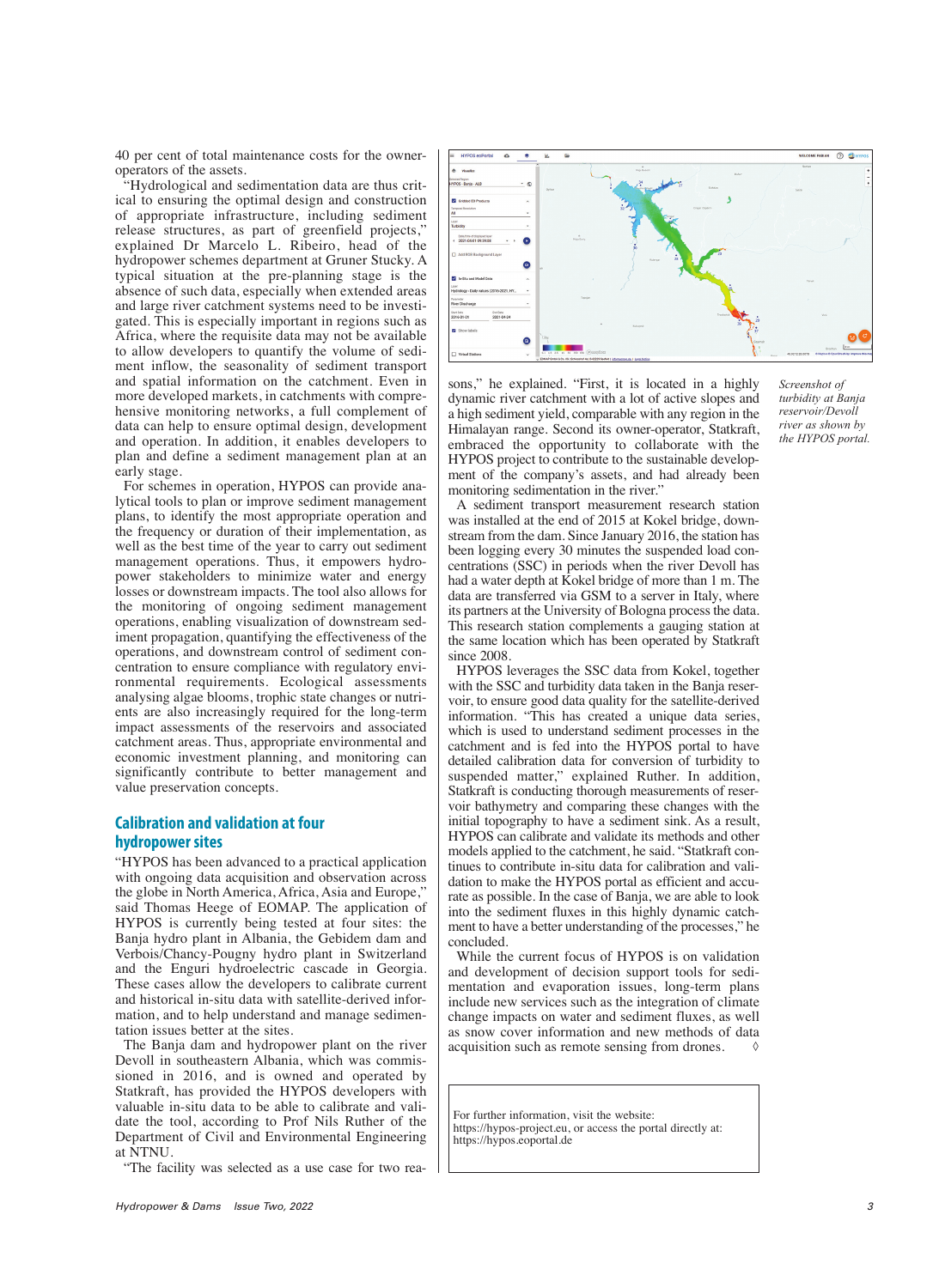40 per cent of total maintenance costs for the owner-operators of the assets.

"Hydrological and sedimentation data are thus critical to ensuring the optimal design and construction of appropriate infrastructure, including sediment release structures, as part of greenfield projects," explained Dr Marcelo L. Ribeiro, head of the hydropower schemes department at Gruner Stucky. A typical situation at the pre-planning stage is the absence of such data, especially when extended areas and large river catchment systems need to be investigated. This is especially important in regions such as Africa, where the requisite data may not be available to allow developers to quantify the volume of sediment inflow, the seasonality of sediment transport and spatial information on the catchment. Even in more developed markets, in catchments with comprehensive monitoring networks, a full complement of data can help to ensure optimal design, development and operation. In addition, it enables developers to plan and define a sediment management plan at an early stage.

For schemes in operation, HYPOS can provide analytical tools to plan or improve sediment management plans, to identify the most appropriate operation and the frequency or duration of their implementation, as well as the best time of the year to carry out sediment management operations. Thus, it empowers hydropower stakeholders to minimize water and energy losses or downstream impacts. The tool also allows for the monitoring of ongoing sediment management operations, enabling visualization of downstream sediment propagation, quantifying the effectiveness of the operations, and downstream control of sediment concentration to ensure compliance with regulatory environmental requirements. Ecological assessments analysing algae blooms, trophic state changes or nutrients are also increasingly required for the long-term impact assessments of the reservoirs and associated catchment areas. Thus, appropriate environmental and economic investment planning, and monitoring can significantly contribute to better management and value preservation concepts.

## Calibration and validation at four hydropower sites

"HYPOS has been advanced to a practical application with ongoing data acquisition and observation across the globe in North America, Africa, Asia and Europe," said Thomas Heege of EOMAP. The application of HYPOS is currently being tested at four sites: the Banja hydro plant in Albania, the Gebidem dam and Verbois/Chancy-Pougny hydro plant in Switzerland and the Enguri hydroelectric cascade in Georgia. These cases allow the developers to calibrate current and historical in-situ data with satellite-derived information, and to help understand and manage sedimentation issues better at the sites.

The Banja dam and hydropower plant on the river Devoll in southeastern Albania, which was commissioned in 2016, and is owned and operated by Statkraft, has provided the HYPOS developers with valuable in-situ data to be able to calibrate and validate the tool, according to Prof Nils Ruther of the Department of Civil and Environmental Engineering at NTNU.

"The facility was selected as a use case for two reasons," he explained. "First, it is located in a highly dynamic river catchment with a lot of active slopes and a high sediment yield, comparable with any region in the Himalayan range. Second its owner-operator, Statkraft, embraced the opportunity to collaborate with the HYPOS project to contribute to the sustainable development of the company's assets, and had already been monitoring sedimentation in the river."

A sediment transport measurement research station was installed at the end of 2015 at Kokel bridge, downstream from the dam. Since January 2016, the station has been logging every 30 minutes the suspended load concentrations (SSC) in periods when the river Devoll has had a water depth at Kokel bridge of more than 1 m. The data are transferred via GSM to a server in Italy, where its partners at the University of Bologna process the data. This research station complements a gauging station at the same location which has been operated by Statkraft since 2008.

HYPOS leverages the SSC data from Kokel, together with the SSC and turbidity data taken in the Banja reservoir, to ensure good data quality for the satellite-derived information. "This has created a unique data series, which is used to understand sediment processes in the catchment and is fed into the HYPOS portal to have detailed calibration data for conversion of turbidity to suspended matter," explained Ruther. In addition, Statkraft is conducting thorough measurements of reservoir bathymetry and comparing these changes with the initial topography to have a sediment sink. As a result, HYPOS can calibrate and validate its methods and other models applied to the catchment, he said. "Statkraft continues to contribute in-situ data for calibration and validation to make the HYPOS portal as efficient and accurate as possible. In the case of Banja, we are able to look into the sediment fluxes in this highly dynamic catchment to have a better understanding of the processes," he concluded.

While the current focus of HYPOS is on validation and development of decision support tools for sedimentation and evaporation issues, long-term plans include new services such as the integration of climate change impacts on water and sediment fluxes, as well as snow cover information and new methods of data acquisition such as remote sensing from drones. ◊

*Screenshot of turbidity at Banja reservoir/Devoll river as shown by the HYPOS portal.*

For further information, visit the website: https://hypos-project.eu, or access the portal directly at: https://hypos.eoportal.de